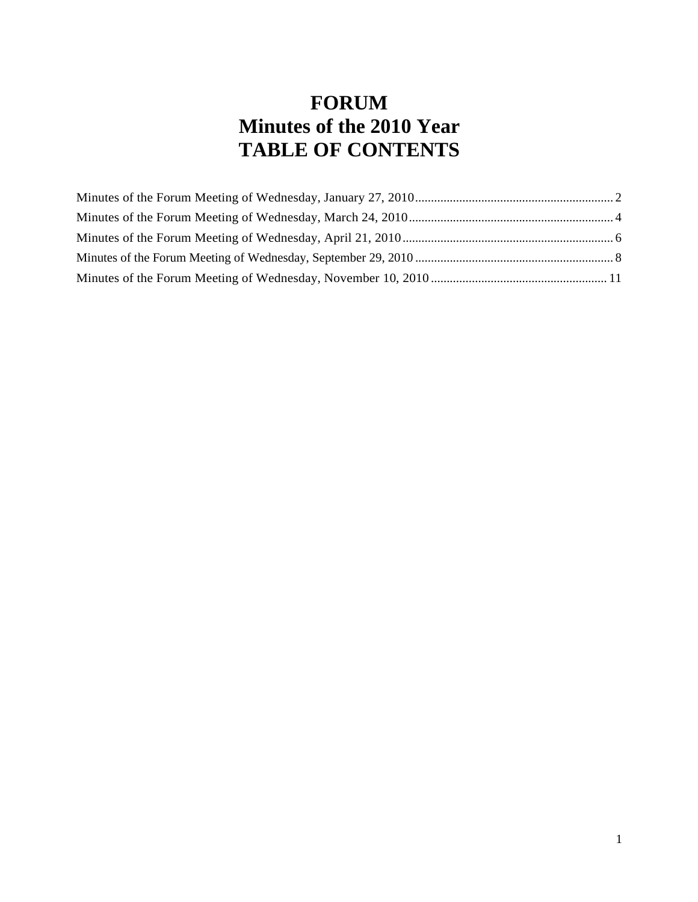# FORUM
# Minutes of the 2010 Year
# TABLE OF CONTENTS

Minutes of the Forum Meeting of Wednesday, January 27, 2010 ............................................................. 2

Minutes of the Forum Meeting of Wednesday, March 24, 2010 ............................................................. 4

Minutes of the Forum Meeting of Wednesday, April 21, 2010 ............................................................. 6

Minutes of the Forum Meeting of Wednesday, September 29, 2010 ............................................................. 8

Minutes of the Forum Meeting of Wednesday, November 10, 2010 ............................................................. 11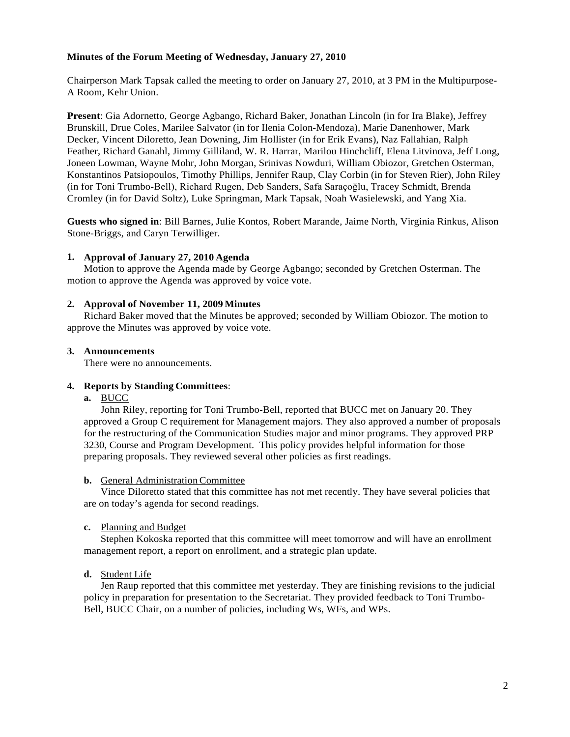**Minutes of the Forum Meeting of Wednesday, January 27, 2010**

Chairperson Mark Tapsak called the meeting to order on January 27, 2010, at 3 PM in the Multipurpose-A Room, Kehr Union.

**Present**: Gia Adornetto, George Agbango, Richard Baker, Jonathan Lincoln (in for Ira Blake), Jeffrey Brunskill, Drue Coles, Marilee Salvator (in for Ilenia Colon-Mendoza), Marie Danenhower, Mark Decker, Vincent Diloretto, Jean Downing, Jim Hollister (in for Erik Evans), Naz Fallahian, Ralph Feather, Richard Ganahl, Jimmy Gilliland, W. R. Harrar, Marilou Hinchcliff, Elena Litvinova, Jeff Long, Joneen Lowman, Wayne Mohr, John Morgan, Srinivas Nowduri, William Obiozor, Gretchen Osterman, Konstantinos Patsiopoulos, Timothy Phillips, Jennifer Raup, Clay Corbin (in for Steven Rier), John Riley (in for Toni Trumbo-Bell), Richard Rugen, Deb Sanders, Safa Saraçoğlu, Tracey Schmidt, Brenda Cromley (in for David Soltz), Luke Springman, Mark Tapsak, Noah Wasielewski, and Yang Xia.

**Guests who signed in**: Bill Barnes, Julie Kontos, Robert Marande, Jaime North, Virginia Rinkus, Alison Stone-Briggs, and Caryn Terwilliger.

1. **Approval of January 27, 2010 Agenda**

   Motion to approve the Agenda made by George Agbango; seconded by Gretchen Osterman. The motion to approve the Agenda was approved by voice vote.

2. **Approval of November 11, 2009 Minutes**

   Richard Baker moved that the Minutes be approved; seconded by William Obiozor. The motion to approve the Minutes was approved by voice vote.

3. **Announcements**

   There were no announcements.

4. **Reports by Standing Committees**:

   **a.** BUCC

   John Riley, reporting for Toni Trumbo-Bell, reported that BUCC met on January 20. They approved a Group C requirement for Management majors. They also approved a number of proposals for the restructuring of the Communication Studies major and minor programs. They approved PRP 3230, Course and Program Development. This policy provides helpful information for those preparing proposals. They reviewed several other policies as first readings.

   **b.** General Administration Committee

   Vince Diloretto stated that this committee has not met recently. They have several policies that are on today's agenda for second readings.

   **c.** Planning and Budget

   Stephen Kokoska reported that this committee will meet tomorrow and will have an enrollment management report, a report on enrollment, and a strategic plan update.

   **d.** Student Life

   Jen Raup reported that this committee met yesterday. They are finishing revisions to the judicial policy in preparation for presentation to the Secretariat. They provided feedback to Toni Trumbo-Bell, BUCC Chair, on a number of policies, including Ws, WFs, and WPs.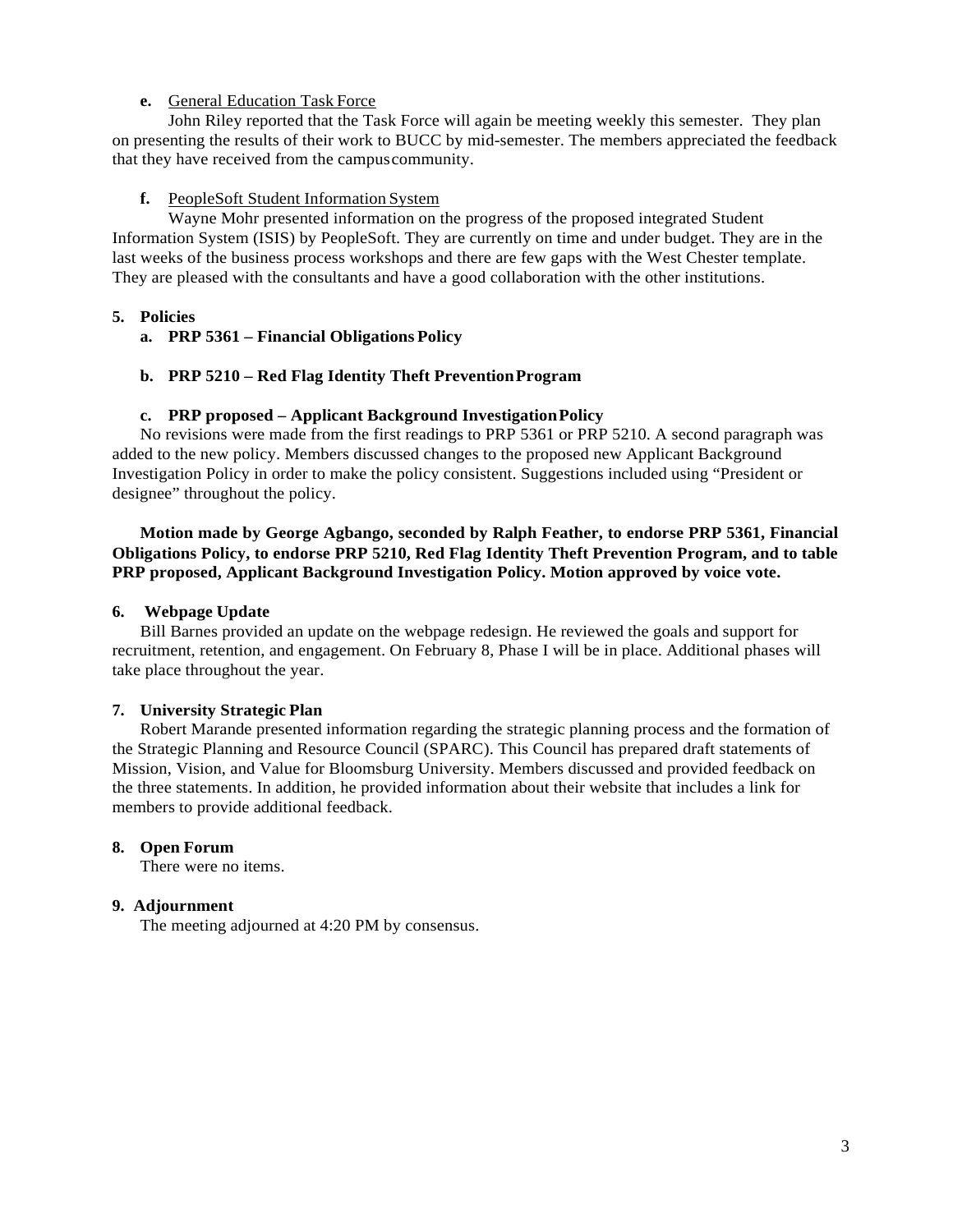**e.** General Education Task Force

John Riley reported that the Task Force will again be meeting weekly this semester. They plan on presenting the results of their work to BUCC by mid-semester. The members appreciated the feedback that they have received from the campus community.

**f.** PeopleSoft Student Information System

Wayne Mohr presented information on the progress of the proposed integrated Student Information System (ISIS) by PeopleSoft. They are currently on time and under budget. They are in the last weeks of the business process workshops and there are few gaps with the West Chester template. They are pleased with the consultants and have a good collaboration with the other institutions.

**5. Policies**

**a. PRP 5361 – Financial Obligations Policy**

**b. PRP 5210 – Red Flag Identity Theft Prevention Program**

**c. PRP proposed – Applicant Background Investigation Policy**

No revisions were made from the first readings to PRP 5361 or PRP 5210. A second paragraph was added to the new policy. Members discussed changes to the proposed new Applicant Background Investigation Policy in order to make the policy consistent. Suggestions included using "President or designee" throughout the policy.

**Motion made by George Agbango, seconded by Ralph Feather, to endorse PRP 5361, Financial Obligations Policy, to endorse PRP 5210, Red Flag Identity Theft Prevention Program, and to table PRP proposed, Applicant Background Investigation Policy. Motion approved by voice vote.**

**6. Webpage Update**

Bill Barnes provided an update on the webpage redesign. He reviewed the goals and support for recruitment, retention, and engagement. On February 8, Phase I will be in place. Additional phases will take place throughout the year.

**7. University Strategic Plan**

Robert Marande presented information regarding the strategic planning process and the formation of the Strategic Planning and Resource Council (SPARC). This Council has prepared draft statements of Mission, Vision, and Value for Bloomsburg University. Members discussed and provided feedback on the three statements. In addition, he provided information about their website that includes a link for members to provide additional feedback.

**8. Open Forum**

There were no items.

**9. Adjournment**

The meeting adjourned at 4:20 PM by consensus.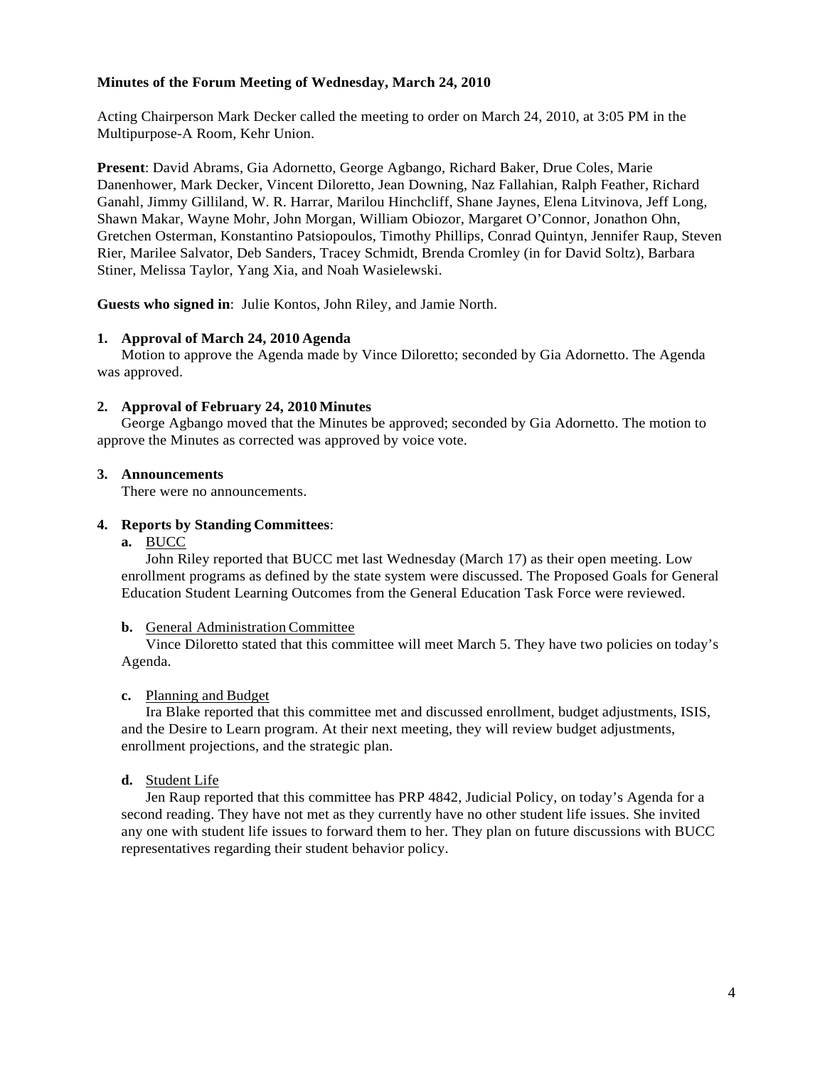**Minutes of the Forum Meeting of Wednesday, March 24, 2010**

Acting Chairperson Mark Decker called the meeting to order on March 24, 2010, at 3:05 PM in the Multipurpose-A Room, Kehr Union.

**Present**: David Abrams, Gia Adornetto, George Agbango, Richard Baker, Drue Coles, Marie Danenhower, Mark Decker, Vincent Diloretto, Jean Downing, Naz Fallahian, Ralph Feather, Richard Ganahl, Jimmy Gilliland, W. R. Harrar, Marilou Hinchcliff, Shane Jaynes, Elena Litvinova, Jeff Long, Shawn Makar, Wayne Mohr, John Morgan, William Obiozor, Margaret O'Connor, Jonathon Ohn, Gretchen Osterman, Konstantino Patsiopoulos, Timothy Phillips, Conrad Quintyn, Jennifer Raup, Steven Rier, Marilee Salvator, Deb Sanders, Tracey Schmidt, Brenda Cromley (in for David Soltz), Barbara Stiner, Melissa Taylor, Yang Xia, and Noah Wasielewski.

**Guests who signed in**: Julie Kontos, John Riley, and Jamie North.

**1. Approval of March 24, 2010 Agenda**

Motion to approve the Agenda made by Vince Diloretto; seconded by Gia Adornetto. The Agenda was approved.

**2. Approval of February 24, 2010 Minutes**

George Agbango moved that the Minutes be approved; seconded by Gia Adornetto. The motion to approve the Minutes as corrected was approved by voice vote.

**3. Announcements**

There were no announcements.

**4. Reports by Standing Committees**:

**a.** BUCC

John Riley reported that BUCC met last Wednesday (March 17) as their open meeting. Low enrollment programs as defined by the state system were discussed. The Proposed Goals for General Education Student Learning Outcomes from the General Education Task Force were reviewed.

**b.** General Administration Committee

Vince Diloretto stated that this committee will meet March 5. They have two policies on today's Agenda.

**c.** Planning and Budget

Ira Blake reported that this committee met and discussed enrollment, budget adjustments, ISIS, and the Desire to Learn program. At their next meeting, they will review budget adjustments, enrollment projections, and the strategic plan.

**d.** Student Life

Jen Raup reported that this committee has PRP 4842, Judicial Policy, on today's Agenda for a second reading. They have not met as they currently have no other student life issues. She invited any one with student life issues to forward them to her. They plan on future discussions with BUCC representatives regarding their student behavior policy.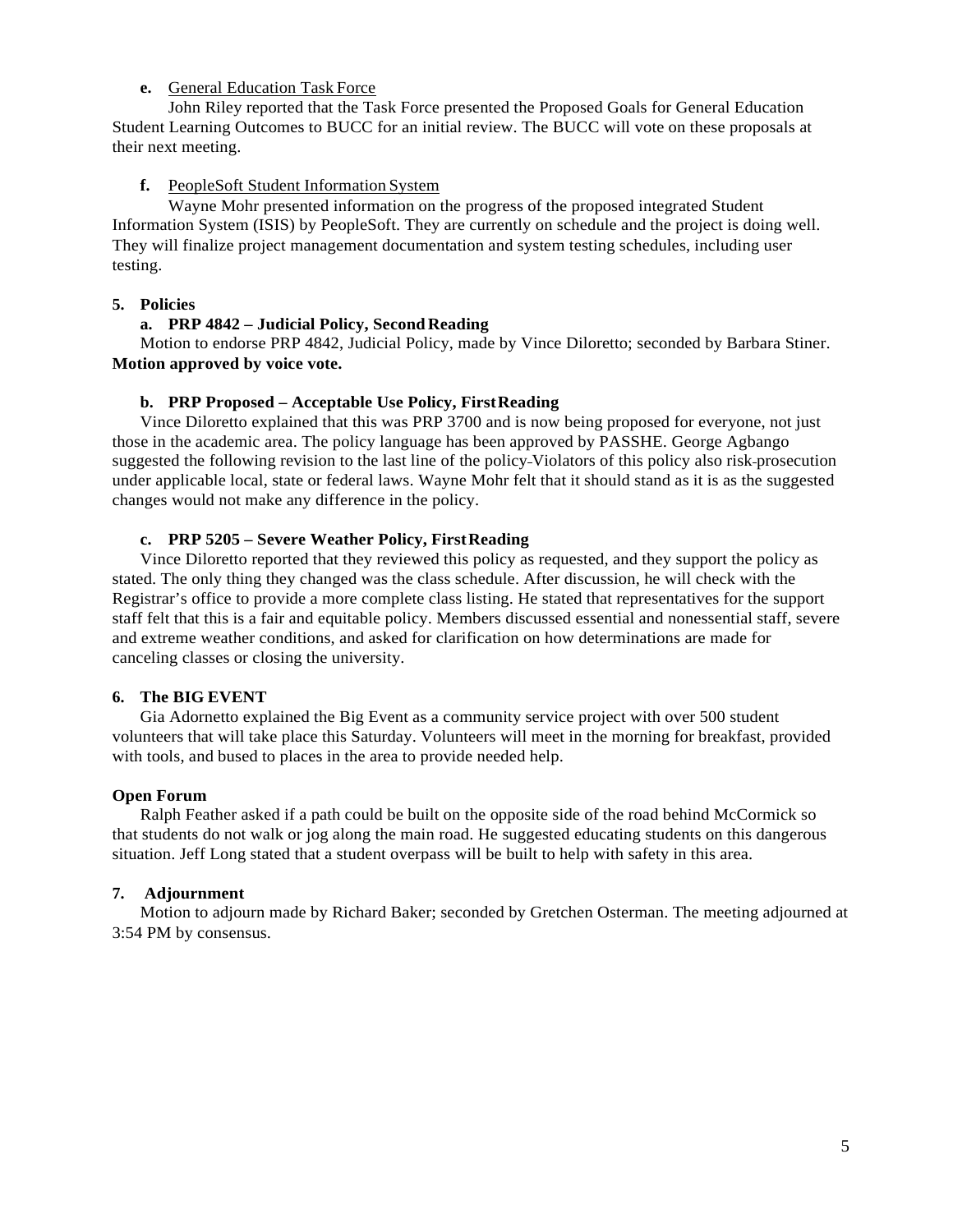**e.** General Education Task Force

John Riley reported that the Task Force presented the Proposed Goals for General Education Student Learning Outcomes to BUCC for an initial review. The BUCC will vote on these proposals at their next meeting.

**f.** PeopleSoft Student Information System

Wayne Mohr presented information on the progress of the proposed integrated Student Information System (ISIS) by PeopleSoft. They are currently on schedule and the project is doing well. They will finalize project management documentation and system testing schedules, including user testing.

**5. Policies**

**a. PRP 4842 – Judicial Policy, Second Reading**

Motion to endorse PRP 4842, Judicial Policy, made by Vince Diloretto; seconded by Barbara Stiner. **Motion approved by voice vote.**

**b. PRP Proposed – Acceptable Use Policy, First Reading**

Vince Diloretto explained that this was PRP 3700 and is now being proposed for everyone, not just those in the academic area. The policy language has been approved by PASSHE. George Agbango suggested the following revision to the last line of the policy-Violators of this policy also risk-prosecution under applicable local, state or federal laws. Wayne Mohr felt that it should stand as it is as the suggested changes would not make any difference in the policy.

**c. PRP 5205 – Severe Weather Policy, First Reading**

Vince Diloretto reported that they reviewed this policy as requested, and they support the policy as stated. The only thing they changed was the class schedule. After discussion, he will check with the Registrar's office to provide a more complete class listing. He stated that representatives for the support staff felt that this is a fair and equitable policy. Members discussed essential and nonessential staff, severe and extreme weather conditions, and asked for clarification on how determinations are made for canceling classes or closing the university.

**6. The BIG EVENT**

Gia Adornetto explained the Big Event as a community service project with over 500 student volunteers that will take place this Saturday. Volunteers will meet in the morning for breakfast, provided with tools, and bused to places in the area to provide needed help.

**Open Forum**

Ralph Feather asked if a path could be built on the opposite side of the road behind McCormick so that students do not walk or jog along the main road. He suggested educating students on this dangerous situation. Jeff Long stated that a student overpass will be built to help with safety in this area.

**7. Adjournment**

Motion to adjourn made by Richard Baker; seconded by Gretchen Osterman. The meeting adjourned at 3:54 PM by consensus.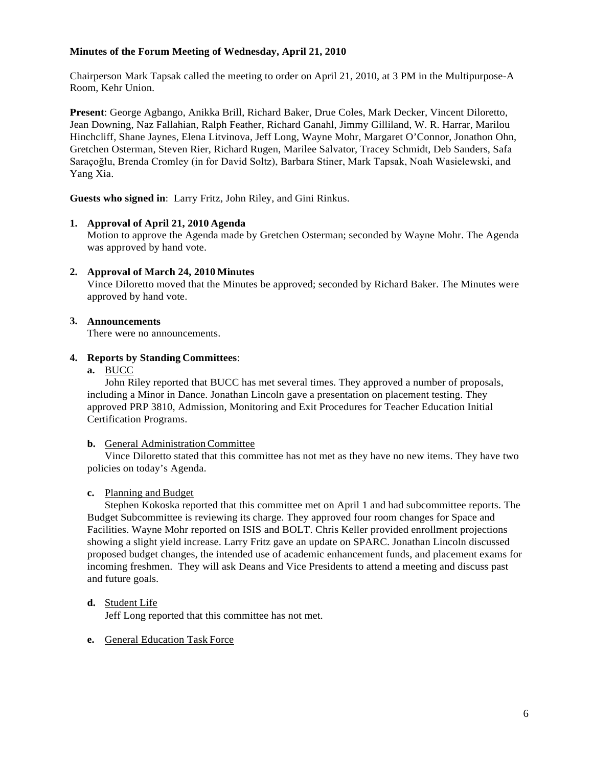**Minutes of the Forum Meeting of Wednesday, April 21, 2010**

Chairperson Mark Tapsak called the meeting to order on April 21, 2010, at 3 PM in the Multipurpose-A Room, Kehr Union.

**Present**: George Agbango, Anikka Brill, Richard Baker, Drue Coles, Mark Decker, Vincent Diloretto, Jean Downing, Naz Fallahian, Ralph Feather, Richard Ganahl, Jimmy Gilliland, W. R. Harrar, Marilou Hinchcliff, Shane Jaynes, Elena Litvinova, Jeff Long, Wayne Mohr, Margaret O'Connor, Jonathon Ohn, Gretchen Osterman, Steven Rier, Richard Rugen, Marilee Salvator, Tracey Schmidt, Deb Sanders, Safa Saraçoğlu, Brenda Cromley (in for David Soltz), Barbara Stiner, Mark Tapsak, Noah Wasielewski, and Yang Xia.

**Guests who signed in**: Larry Fritz, John Riley, and Gini Rinkus.

1. **Approval of April 21, 2010 Agenda**
   Motion to approve the Agenda made by Gretchen Osterman; seconded by Wayne Mohr. The Agenda was approved by hand vote.

2. **Approval of March 24, 2010 Minutes**
   Vince Diloretto moved that the Minutes be approved; seconded by Richard Baker. The Minutes were approved by hand vote.

3. **Announcements**
   There were no announcements.

4. **Reports by Standing Committees**:

   a. BUCC
   John Riley reported that BUCC has met several times. They approved a number of proposals, including a Minor in Dance. Jonathan Lincoln gave a presentation on placement testing. They approved PRP 3810, Admission, Monitoring and Exit Procedures for Teacher Education Initial Certification Programs.

   b. General Administration Committee
   Vince Diloretto stated that this committee has not met as they have no new items. They have two policies on today's Agenda.

   c. Planning and Budget
   Stephen Kokoska reported that this committee met on April 1 and had subcommittee reports. The Budget Subcommittee is reviewing its charge. They approved four room changes for Space and Facilities. Wayne Mohr reported on ISIS and BOLT. Chris Keller provided enrollment projections showing a slight yield increase. Larry Fritz gave an update on SPARC. Jonathan Lincoln discussed proposed budget changes, the intended use of academic enhancement funds, and placement exams for incoming freshmen. They will ask Deans and Vice Presidents to attend a meeting and discuss past and future goals.

   d. Student Life
   Jeff Long reported that this committee has not met.

   e. General Education Task Force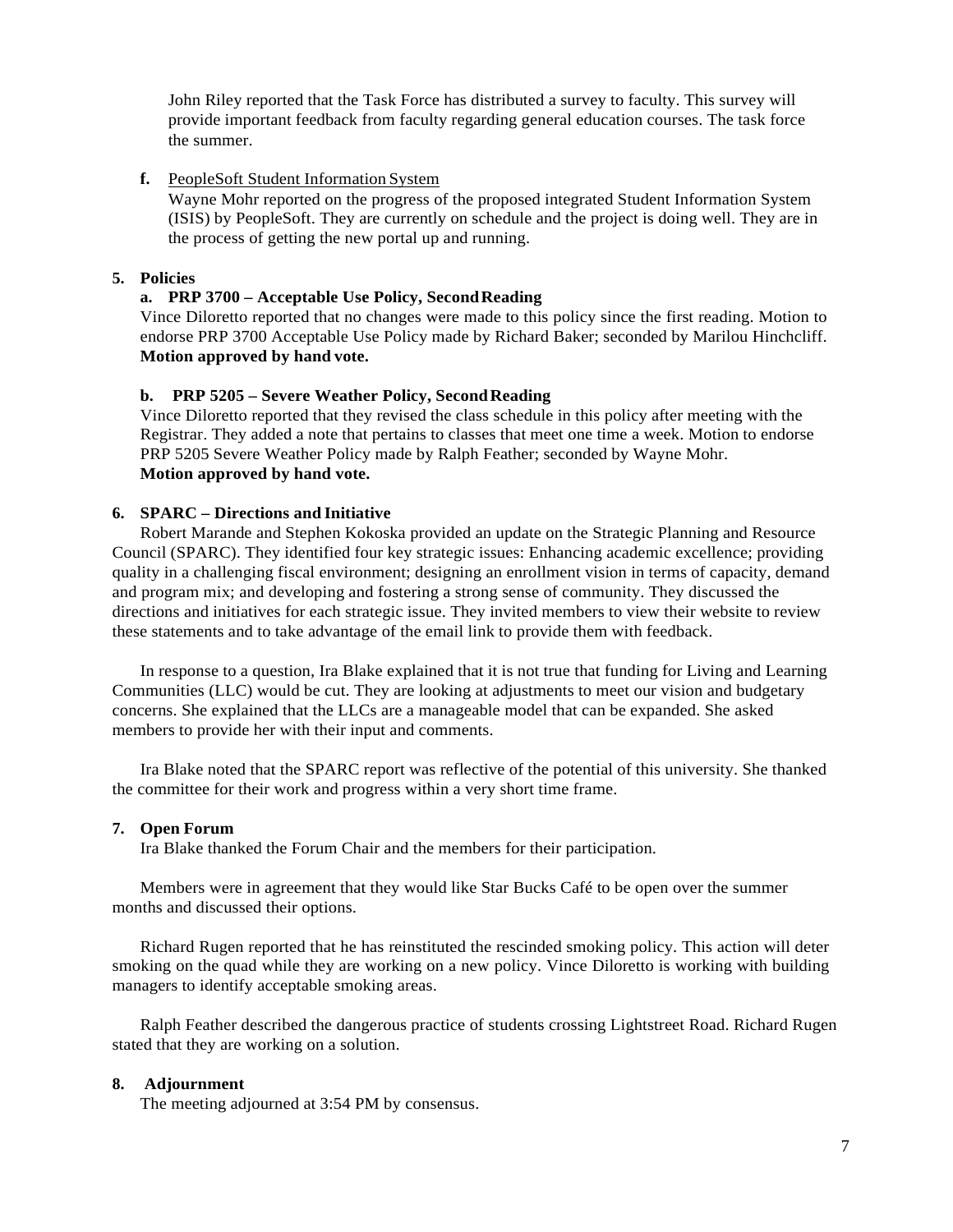John Riley reported that the Task Force has distributed a survey to faculty. This survey will provide important feedback from faculty regarding general education courses. The task force the summer.

**f.** PeopleSoft Student Information System

Wayne Mohr reported on the progress of the proposed integrated Student Information System (ISIS) by PeopleSoft. They are currently on schedule and the project is doing well. They are in the process of getting the new portal up and running.

**5. Policies**

**a. PRP 3700 – Acceptable Use Policy, Second Reading**

Vince Diloretto reported that no changes were made to this policy since the first reading. Motion to endorse PRP 3700 Acceptable Use Policy made by Richard Baker; seconded by Marilou Hinchcliff. **Motion approved by hand vote.**

**b. PRP 5205 – Severe Weather Policy, Second Reading**

Vince Diloretto reported that they revised the class schedule in this policy after meeting with the Registrar. They added a note that pertains to classes that meet one time a week. Motion to endorse PRP 5205 Severe Weather Policy made by Ralph Feather; seconded by Wayne Mohr. **Motion approved by hand vote.**

**6. SPARC – Directions and Initiative**

Robert Marande and Stephen Kokoska provided an update on the Strategic Planning and Resource Council (SPARC). They identified four key strategic issues: Enhancing academic excellence; providing quality in a challenging fiscal environment; designing an enrollment vision in terms of capacity, demand and program mix; and developing and fostering a strong sense of community. They discussed the directions and initiatives for each strategic issue. They invited members to view their website to review these statements and to take advantage of the email link to provide them with feedback.

In response to a question, Ira Blake explained that it is not true that funding for Living and Learning Communities (LLC) would be cut. They are looking at adjustments to meet our vision and budgetary concerns. She explained that the LLCs are a manageable model that can be expanded. She asked members to provide her with their input and comments.

Ira Blake noted that the SPARC report was reflective of the potential of this university. She thanked the committee for their work and progress within a very short time frame.

**7. Open Forum**

Ira Blake thanked the Forum Chair and the members for their participation.

Members were in agreement that they would like Star Bucks Café to be open over the summer months and discussed their options.

Richard Rugen reported that he has reinstituted the rescinded smoking policy. This action will deter smoking on the quad while they are working on a new policy. Vince Diloretto is working with building managers to identify acceptable smoking areas.

Ralph Feather described the dangerous practice of students crossing Lightstreet Road. Richard Rugen stated that they are working on a solution.

**8. Adjournment**

The meeting adjourned at 3:54 PM by consensus.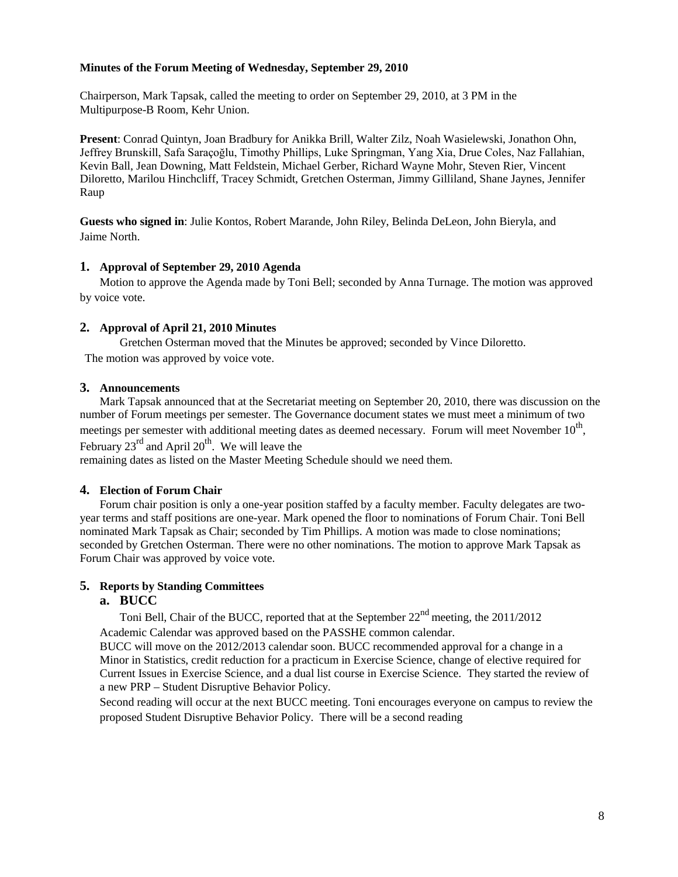**Minutes of the Forum Meeting of Wednesday, September 29, 2010**

Chairperson, Mark Tapsak, called the meeting to order on September 29, 2010, at 3 PM in the Multipurpose-B Room, Kehr Union.

**Present**: Conrad Quintyn, Joan Bradbury for Anikka Brill, Walter Zilz, Noah Wasielewski, Jonathon Ohn, Jeffrey Brunskill, Safa Saraçoğlu, Timothy Phillips, Luke Springman, Yang Xia, Drue Coles, Naz Fallahian, Kevin Ball, Jean Downing, Matt Feldstein, Michael Gerber, Richard Wayne Mohr, Steven Rier, Vincent Diloretto, Marilou Hinchcliff, Tracey Schmidt, Gretchen Osterman, Jimmy Gilliland, Shane Jaynes, Jennifer Raup

**Guests who signed in**: Julie Kontos, Robert Marande, John Riley, Belinda DeLeon, John Bieryla, and Jaime North.

## 1. Approval of September 29, 2010 Agenda

Motion to approve the Agenda made by Toni Bell; seconded by Anna Turnage. The motion was approved by voice vote.

## 2. Approval of April 21, 2010 Minutes

Gretchen Osterman moved that the Minutes be approved; seconded by Vince Diloretto. The motion was approved by voice vote.

## 3. Announcements

Mark Tapsak announced that at the Secretariat meeting on September 20, 2010, there was discussion on the number of Forum meetings per semester. The Governance document states we must meet a minimum of two meetings per semester with additional meeting dates as deemed necessary. Forum will meet November 10th, February 23rd and April 20th. We will leave the remaining dates as listed on the Master Meeting Schedule should we need them.

## 4. Election of Forum Chair

Forum chair position is only a one-year position staffed by a faculty member. Faculty delegates are two-year terms and staff positions are one-year. Mark opened the floor to nominations of Forum Chair. Toni Bell nominated Mark Tapsak as Chair; seconded by Tim Phillips. A motion was made to close nominations; seconded by Gretchen Osterman. There were no other nominations. The motion to approve Mark Tapsak as Forum Chair was approved by voice vote.

## 5. Reports by Standing Committees

### a. BUCC

Toni Bell, Chair of the BUCC, reported that at the September 22nd meeting, the 2011/2012 Academic Calendar was approved based on the PASSHE common calendar.

BUCC will move on the 2012/2013 calendar soon. BUCC recommended approval for a change in a Minor in Statistics, credit reduction for a practicum in Exercise Science, change of elective required for Current Issues in Exercise Science, and a dual list course in Exercise Science. They started the review of a new PRP – Student Disruptive Behavior Policy.

Second reading will occur at the next BUCC meeting. Toni encourages everyone on campus to review the proposed Student Disruptive Behavior Policy. There will be a second reading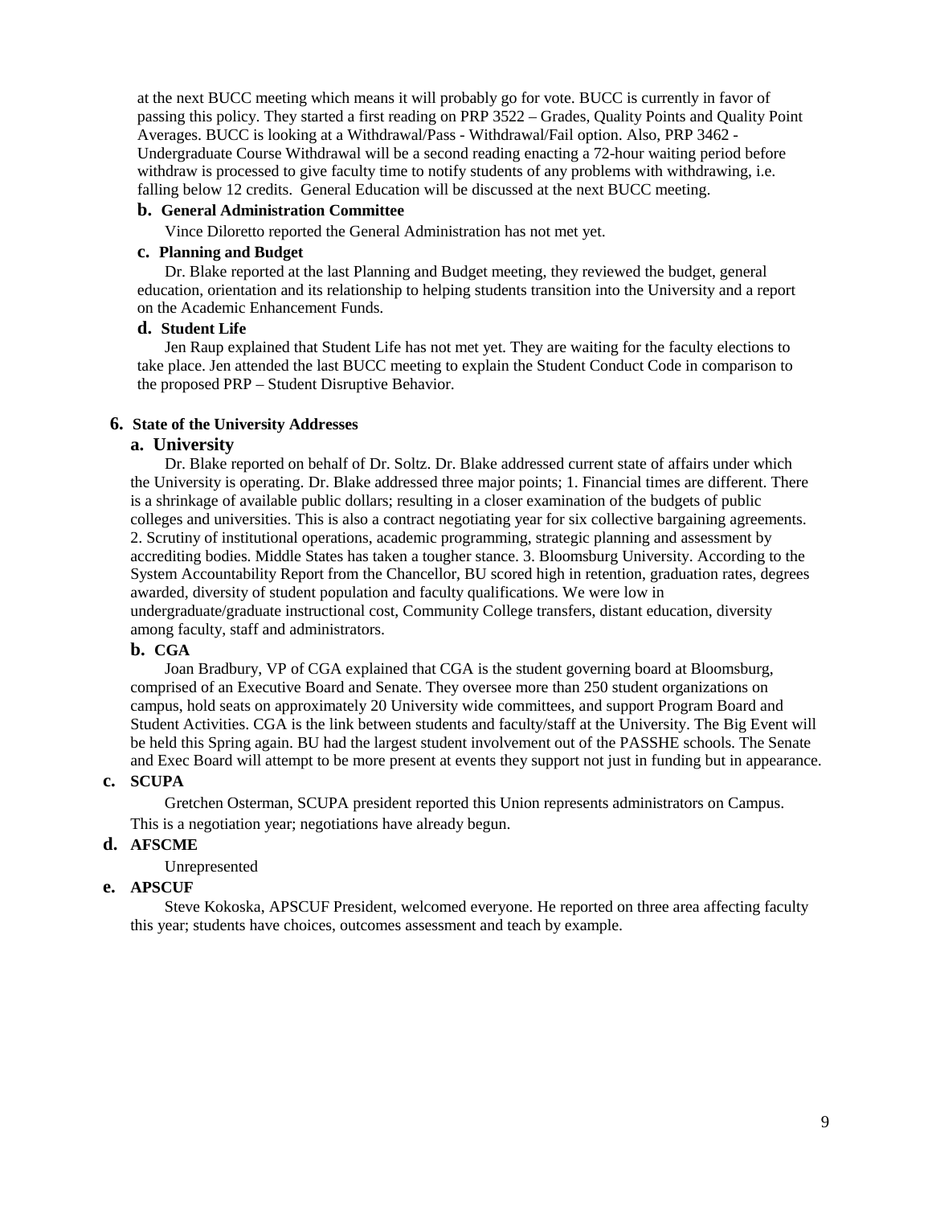at the next BUCC meeting which means it will probably go for vote. BUCC is currently in favor of passing this policy. They started a first reading on PRP 3522 – Grades, Quality Points and Quality Point Averages. BUCC is looking at a Withdrawal/Pass - Withdrawal/Fail option. Also, PRP 3462 - Undergraduate Course Withdrawal will be a second reading enacting a 72-hour waiting period before withdraw is processed to give faculty time to notify students of any problems with withdrawing, i.e. falling below 12 credits. General Education will be discussed at the next BUCC meeting.

**b. General Administration Committee**

Vince Diloretto reported the General Administration has not met yet.

**c. Planning and Budget**

Dr. Blake reported at the last Planning and Budget meeting, they reviewed the budget, general education, orientation and its relationship to helping students transition into the University and a report on the Academic Enhancement Funds.

**d. Student Life**

Jen Raup explained that Student Life has not met yet. They are waiting for the faculty elections to take place. Jen attended the last BUCC meeting to explain the Student Conduct Code in comparison to the proposed PRP – Student Disruptive Behavior.

**6. State of the University Addresses**

**a. University**

Dr. Blake reported on behalf of Dr. Soltz. Dr. Blake addressed current state of affairs under which the University is operating. Dr. Blake addressed three major points; 1. Financial times are different. There is a shrinkage of available public dollars; resulting in a closer examination of the budgets of public colleges and universities. This is also a contract negotiating year for six collective bargaining agreements. 2. Scrutiny of institutional operations, academic programming, strategic planning and assessment by accrediting bodies. Middle States has taken a tougher stance. 3. Bloomsburg University. According to the System Accountability Report from the Chancellor, BU scored high in retention, graduation rates, degrees awarded, diversity of student population and faculty qualifications. We were low in undergraduate/graduate instructional cost, Community College transfers, distant education, diversity among faculty, staff and administrators.

**b. CGA**

Joan Bradbury, VP of CGA explained that CGA is the student governing board at Bloomsburg, comprised of an Executive Board and Senate. They oversee more than 250 student organizations on campus, hold seats on approximately 20 University wide committees, and support Program Board and Student Activities. CGA is the link between students and faculty/staff at the University. The Big Event will be held this Spring again. BU had the largest student involvement out of the PASSHE schools. The Senate and Exec Board will attempt to be more present at events they support not just in funding but in appearance.

**c. SCUPA**

Gretchen Osterman, SCUPA president reported this Union represents administrators on Campus. This is a negotiation year; negotiations have already begun.

**d. AFSCME**

Unrepresented

**e. APSCUF**

Steve Kokoska, APSCUF President, welcomed everyone. He reported on three area affecting faculty this year; students have choices, outcomes assessment and teach by example.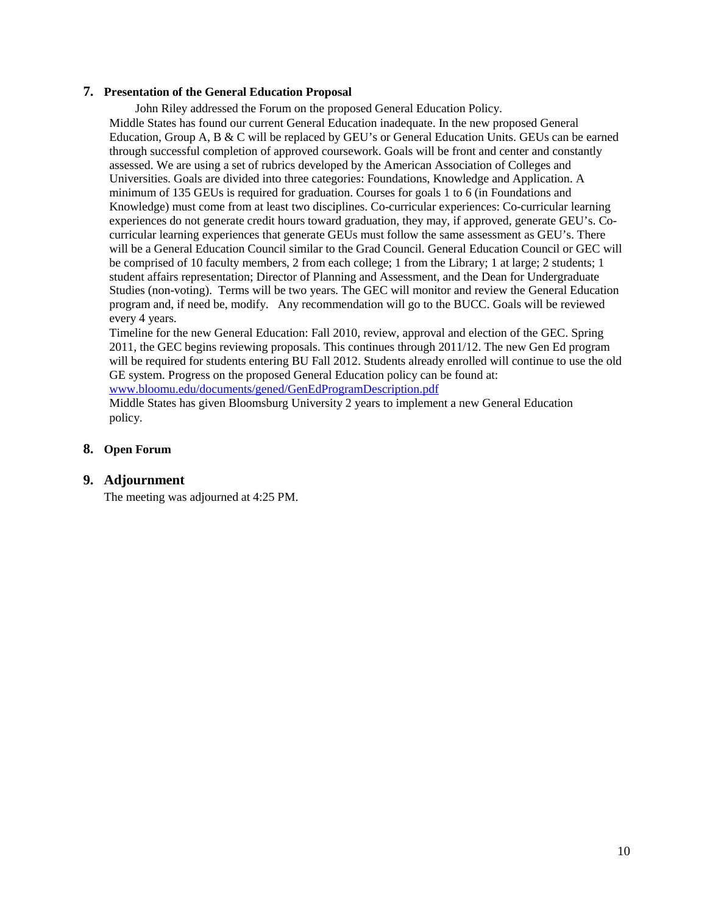## 7. Presentation of the General Education Proposal

John Riley addressed the Forum on the proposed General Education Policy.

Middle States has found our current General Education inadequate. In the new proposed General Education, Group A, B & C will be replaced by GEU's or General Education Units. GEUs can be earned through successful completion of approved coursework. Goals will be front and center and constantly assessed. We are using a set of rubrics developed by the American Association of Colleges and Universities. Goals are divided into three categories: Foundations, Knowledge and Application. A minimum of 135 GEUs is required for graduation. Courses for goals 1 to 6 (in Foundations and Knowledge) must come from at least two disciplines. Co-curricular experiences: Co-curricular learning experiences do not generate credit hours toward graduation, they may, if approved, generate GEU's. Co-curricular learning experiences that generate GEUs must follow the same assessment as GEU's. There will be a General Education Council similar to the Grad Council. General Education Council or GEC will be comprised of 10 faculty members, 2 from each college; 1 from the Library; 1 at large; 2 students; 1 student affairs representation; Director of Planning and Assessment, and the Dean for Undergraduate Studies (non-voting). Terms will be two years. The GEC will monitor and review the General Education program and, if need be, modify. Any recommendation will go to the BUCC. Goals will be reviewed every 4 years.

Timeline for the new General Education: Fall 2010, review, approval and election of the GEC. Spring 2011, the GEC begins reviewing proposals. This continues through 2011/12. The new Gen Ed program will be required for students entering BU Fall 2012. Students already enrolled will continue to use the old GE system. Progress on the proposed General Education policy can be found at: [www.bloomu.edu/documents/gened/GenEdProgramDescription.pdf](www.bloomu.edu/documents/gened/GenEdProgramDescription.pdf)

Middle States has given Bloomsburg University 2 years to implement a new General Education policy.

## 8. Open Forum

## 9. Adjournment

The meeting was adjourned at 4:25 PM.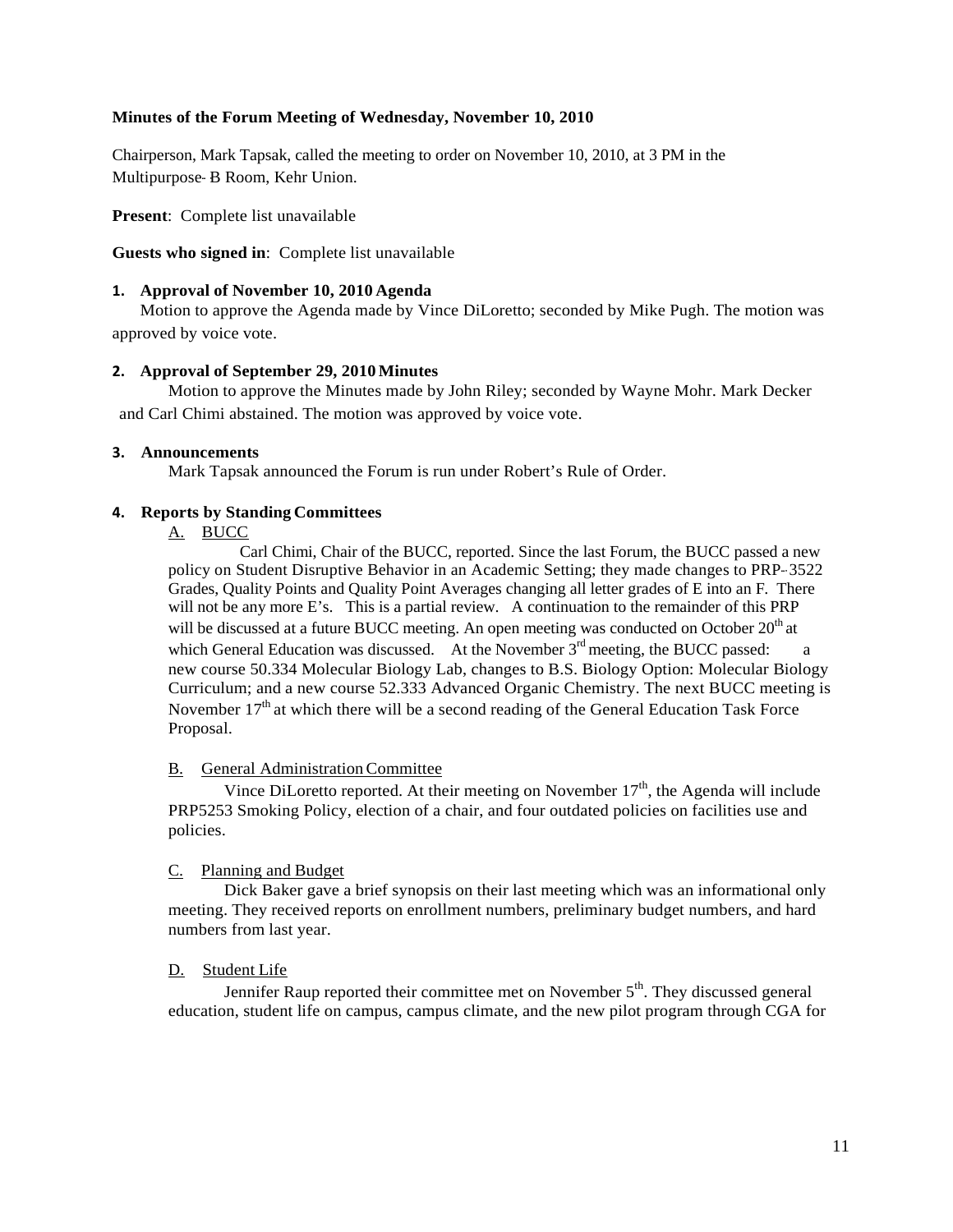**Minutes of the Forum Meeting of Wednesday, November 10, 2010**

Chairperson, Mark Tapsak, called the meeting to order on November 10, 2010, at 3 PM in the Multipurpose- B Room, Kehr Union.

**Present**: Complete list unavailable

**Guests who signed in**: Complete list unavailable

**1. Approval of November 10, 2010 Agenda**

Motion to approve the Agenda made by Vince DiLoretto; seconded by Mike Pugh. The motion was approved by voice vote.

**2. Approval of September 29, 2010 Minutes**

Motion to approve the Minutes made by John Riley; seconded by Wayne Mohr. Mark Decker and Carl Chimi abstained. The motion was approved by voice vote.

**3. Announcements**

Mark Tapsak announced the Forum is run under Robert's Rule of Order.

**4. Reports by Standing Committees**

A. BUCC

Carl Chimi, Chair of the BUCC, reported. Since the last Forum, the BUCC passed a new policy on Student Disruptive Behavior in an Academic Setting; they made changes to PRP- 3522 Grades, Quality Points and Quality Point Averages changing all letter grades of E into an F. There will not be any more E's. This is a partial review. A continuation to the remainder of this PRP will be discussed at a future BUCC meeting. An open meeting was conducted on October 20th at which General Education was discussed. At the November 3rd meeting, the BUCC passed: a new course 50.334 Molecular Biology Lab, changes to B.S. Biology Option: Molecular Biology Curriculum; and a new course 52.333 Advanced Organic Chemistry. The next BUCC meeting is November 17th at which there will be a second reading of the General Education Task Force Proposal.

B. General Administration Committee

Vince DiLoretto reported. At their meeting on November 17th, the Agenda will include PRP5253 Smoking Policy, election of a chair, and four outdated policies on facilities use and policies.

C. Planning and Budget

Dick Baker gave a brief synopsis on their last meeting which was an informational only meeting. They received reports on enrollment numbers, preliminary budget numbers, and hard numbers from last year.

D. Student Life

Jennifer Raup reported their committee met on November 5th. They discussed general education, student life on campus, campus climate, and the new pilot program through CGA for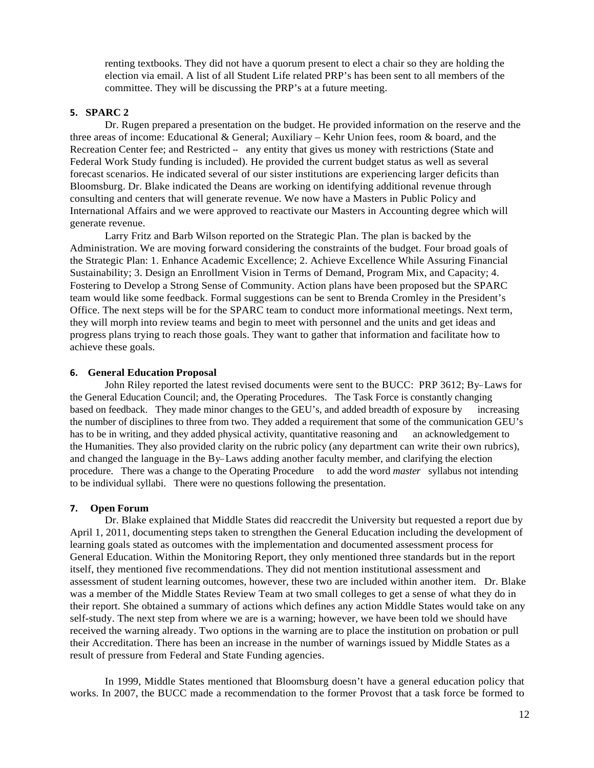renting textbooks. They did not have a quorum present to elect a chair so they are holding the election via email. A list of all Student Life related PRP's has been sent to all members of the committee. They will be discussing the PRP's at a future meeting.

### 5. SPARC 2

Dr. Rugen prepared a presentation on the budget. He provided information on the reserve and the three areas of income: Educational & General; Auxiliary – Kehr Union fees, room & board, and the Recreation Center fee; and Restricted -- any entity that gives us money with restrictions (State and Federal Work Study funding is included). He provided the current budget status as well as several forecast scenarios. He indicated several of our sister institutions are experiencing larger deficits than Bloomsburg. Dr. Blake indicated the Deans are working on identifying additional revenue through consulting and centers that will generate revenue. We now have a Masters in Public Policy and International Affairs and we were approved to reactivate our Masters in Accounting degree which will generate revenue.

Larry Fritz and Barb Wilson reported on the Strategic Plan. The plan is backed by the Administration. We are moving forward considering the constraints of the budget. Four broad goals of the Strategic Plan: 1. Enhance Academic Excellence; 2. Achieve Excellence While Assuring Financial Sustainability; 3. Design an Enrollment Vision in Terms of Demand, Program Mix, and Capacity; 4. Fostering to Develop a Strong Sense of Community. Action plans have been proposed but the SPARC team would like some feedback. Formal suggestions can be sent to Brenda Cromley in the President's Office. The next steps will be for the SPARC team to conduct more informational meetings. Next term, they will morph into review teams and begin to meet with personnel and the units and get ideas and progress plans trying to reach those goals. They want to gather that information and facilitate how to achieve these goals.

### 6. General Education Proposal

John Riley reported the latest revised documents were sent to the BUCC: PRP 3612; By-Laws for the General Education Council; and, the Operating Procedures. The Task Force is constantly changing based on feedback. They made minor changes to the GEU's, and added breadth of exposure by increasing the number of disciplines to three from two. They added a requirement that some of the communication GEU's has to be in writing, and they added physical activity, quantitative reasoning and an acknowledgement to the Humanities. They also provided clarity on the rubric policy (any department can write their own rubrics), and changed the language in the By-Laws adding another faculty member, and clarifying the election procedure. There was a change to the Operating Procedure to add the word *master* syllabus not intending to be individual syllabi. There were no questions following the presentation.

### 7. Open Forum

Dr. Blake explained that Middle States did reaccredit the University but requested a report due by April 1, 2011, documenting steps taken to strengthen the General Education including the development of learning goals stated as outcomes with the implementation and documented assessment process for General Education. Within the Monitoring Report, they only mentioned three standards but in the report itself, they mentioned five recommendations. They did not mention institutional assessment and assessment of student learning outcomes, however, these two are included within another item. Dr. Blake was a member of the Middle States Review Team at two small colleges to get a sense of what they do in their report. She obtained a summary of actions which defines any action Middle States would take on any self-study. The next step from where we are is a warning; however, we have been told we should have received the warning already. Two options in the warning are to place the institution on probation or pull their Accreditation. There has been an increase in the number of warnings issued by Middle States as a result of pressure from Federal and State Funding agencies.

In 1999, Middle States mentioned that Bloomsburg doesn't have a general education policy that works. In 2007, the BUCC made a recommendation to the former Provost that a task force be formed to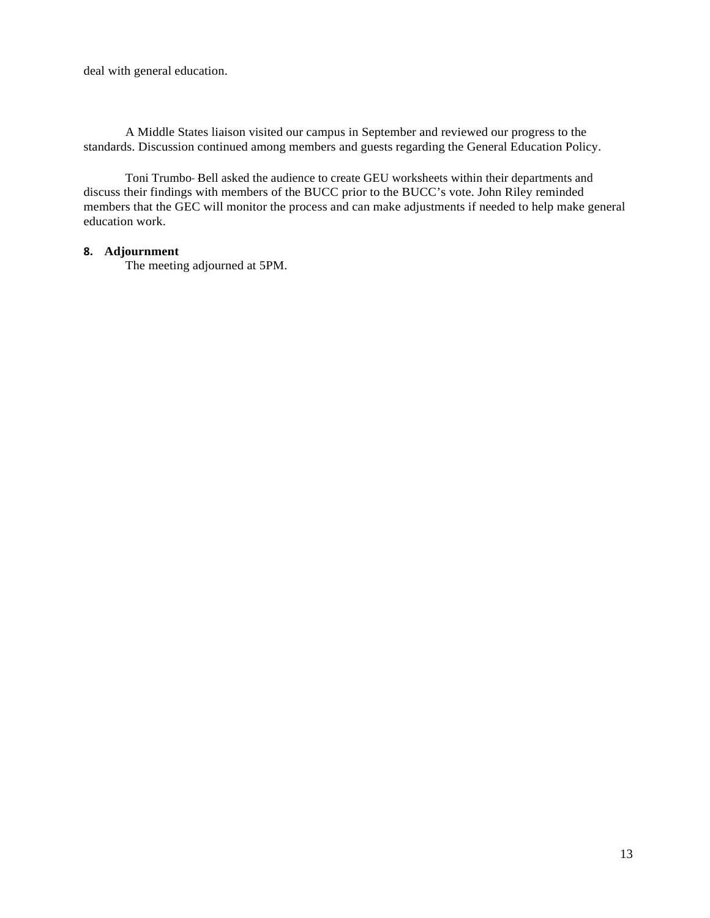deal with general education.

A Middle States liaison visited our campus in September and reviewed our progress to the standards. Discussion continued among members and guests regarding the General Education Policy.

Toni Trumbo-Bell asked the audience to create GEU worksheets within their departments and discuss their findings with members of the BUCC prior to the BUCC's vote. John Riley reminded members that the GEC will monitor the process and can make adjustments if needed to help make general education work.

**8. Adjournment**

The meeting adjourned at 5PM.